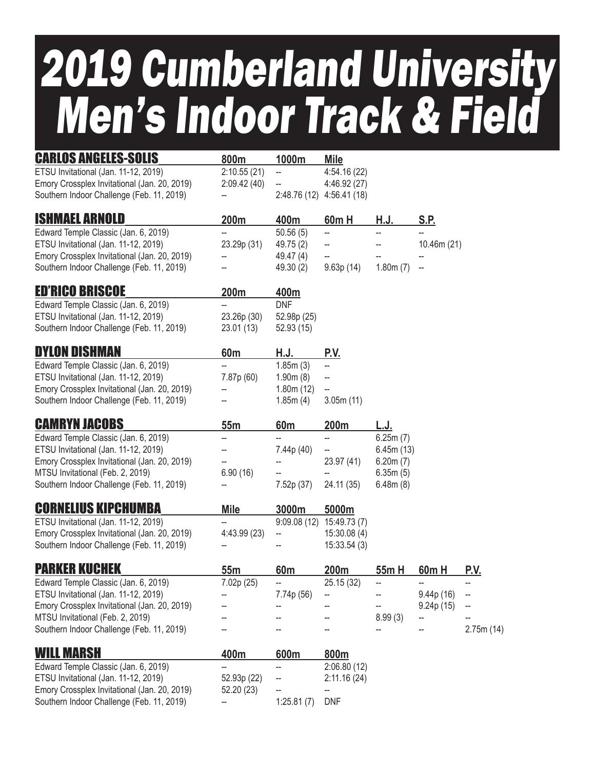# 2019 Cumberland University Men's Indoor Track & Field

## CARLOS ANGELES-SOLIS

| | 800m | 1000m | Mile |
|---|---|---|---|
| ETSU Invitational (Jan. 11-12, 2019) | 2:10.55 (21) | -- | 4:54.16 (22) |
| Emory Crossplex Invitational (Jan. 20, 2019) | 2:09.42 (40) | -- | 4:46.92 (27) |
| Southern Indoor Challenge (Feb. 11, 2019) | -- | 2:48.76 (12) | 4:56.41 (18) |

## ISHMAEL ARNOLD

| | 200m | 400m | 60m H | H.J. | S.P. |
|---|---|---|---|---|---|
| Edward Temple Classic (Jan. 6, 2019) | -- | 50.56 (5) | -- | -- | -- |
| ETSU Invitational (Jan. 11-12, 2019) | 23.29p (31) | 49.75 (2) | -- | -- | 10.46m (21) |
| Emory Crossplex Invitational (Jan. 20, 2019) | -- | 49.47 (4) | -- | -- | -- |
| Southern Indoor Challenge (Feb. 11, 2019) | -- | 49.30 (2) | 9.63p (14) | 1.80m (7) | -- |

## ED'RICO BRISCOE

| | 200m | 400m |
|---|---|---|
| Edward Temple Classic (Jan. 6, 2019) | -- | DNF |
| ETSU Invitational (Jan. 11-12, 2019) | 23.26p (30) | 52.98p (25) |
| Southern Indoor Challenge (Feb. 11, 2019) | 23.01 (13) | 52.93 (15) |

## DYLON DISHMAN

| | 60m | H.J. | P.V. |
|---|---|---|---|
| Edward Temple Classic (Jan. 6, 2019) | -- | 1.85m (3) | -- |
| ETSU Invitational (Jan. 11-12, 2019) | 7.87p (60) | 1.90m (8) | -- |
| Emory Crossplex Invitational (Jan. 20, 2019) | -- | 1.80m (12) | -- |
| Southern Indoor Challenge (Feb. 11, 2019) | -- | 1.85m (4) | 3.05m (11) |

## CAMRYN JACOBS

| | 55m | 60m | 200m | L.J. |
|---|---|---|---|---|
| Edward Temple Classic (Jan. 6, 2019) | -- | -- | -- | 6.25m (7) |
| ETSU Invitational (Jan. 11-12, 2019) | -- | 7.44p (40) | -- | 6.45m (13) |
| Emory Crossplex Invitational (Jan. 20, 2019) | -- | -- | 23.97 (41) | 6.20m (7) |
| MTSU Invitational (Feb. 2, 2019) | 6.90 (16) | -- | -- | 6.35m (5) |
| Southern Indoor Challenge (Feb. 11, 2019) | -- | 7.52p (37) | 24.11 (35) | 6.48m (8) |

## CORNELIUS KIPCHUMBA

| | Mile | 3000m | 5000m |
|---|---|---|---|
| ETSU Invitational (Jan. 11-12, 2019) | -- | 9:09.08 (12) | 15:49.73 (7) |
| Emory Crossplex Invitational (Jan. 20, 2019) | 4:43.99 (23) | -- | 15:30.08 (4) |
| Southern Indoor Challenge (Feb. 11, 2019) | -- | -- | 15:33.54 (3) |

## PARKER KUCHEK

| | 55m | 60m | 200m | 55m H | 60m H | P.V. |
|---|---|---|---|---|---|---|
| Edward Temple Classic (Jan. 6, 2019) | 7.02p (25) | -- | 25.15 (32) | -- | -- | -- |
| ETSU Invitational (Jan. 11-12, 2019) | -- | 7.74p (56) | -- | -- | 9.44p (16) | -- |
| Emory Crossplex Invitational (Jan. 20, 2019) | -- | -- | -- | -- | 9.24p (15) | -- |
| MTSU Invitational (Feb. 2, 2019) | -- | -- | -- | 8.99 (3) | -- | -- |
| Southern Indoor Challenge (Feb. 11, 2019) | -- | -- | -- | -- | -- | 2.75m (14) |

## WILL MARSH

| | 400m | 600m | 800m |
|---|---|---|---|
| Edward Temple Classic (Jan. 6, 2019) | -- | -- | 2:06.80 (12) |
| ETSU Invitational (Jan. 11-12, 2019) | 52.93p (22) | -- | 2:11.16 (24) |
| Emory Crossplex Invitational (Jan. 20, 2019) | 52.20 (23) | -- | -- |
| Southern Indoor Challenge (Feb. 11, 2019) | -- | 1:25.81 (7) | DNF |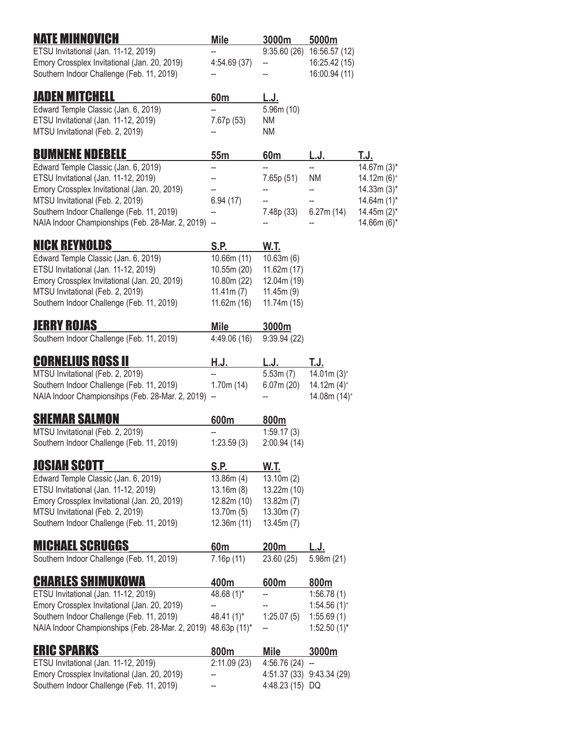## NATE MIHNOVICH

| | Mile | 3000m | 5000m |
|---|---|---|---|
| ETSU Invitational (Jan. 11-12, 2019) | -- | 9:35.60 (26) | 16:56.57 (12) |
| Emory Crossplex Invitational (Jan. 20, 2019) | 4:54.69 (37) | -- | 16:25.42 (15) |
| Southern Indoor Challenge (Feb. 11, 2019) | -- | -- | 16:00.94 (11) |

## JADEN MITCHELL

| | 60m | L.J. |
|---|---|---|
| Edward Temple Classic (Jan. 6, 2019) | -- | 5.96m (10) |
| ETSU Invitational (Jan. 11-12, 2019) | 7.67p (53) | NM |
| MTSU Invitational (Feb. 2, 2019) | -- | NM |

## BUMNENE NDEBELE

| | 55m | 60m | L.J. | T.J. |
|---|---|---|---|---|
| Edward Temple Classic (Jan. 6, 2019) | -- | -- | -- | 14.67m (3)* |
| ETSU Invitational (Jan. 11-12, 2019) | -- | 7.65p (51) | NM | 14.12m (6)+ |
| Emory Crossplex Invitational (Jan. 20, 2019) | -- | -- | -- | 14.33m (3)* |
| MTSU Invitational (Feb. 2, 2019) | 6.94 (17) | -- | -- | 14.64m (1)* |
| Southern Indoor Challenge (Feb. 11, 2019) | -- | 7.48p (33) | 6.27m (14) | 14.45m (2)* |
| NAIA Indoor Championships (Feb. 28-Mar. 2, 2019) | -- | -- | -- | 14.66m (6)* |

## NICK REYNOLDS

| | S.P. | W.T. |
|---|---|---|
| Edward Temple Classic (Jan. 6, 2019) | 10.66m (11) | 10.63m (6) |
| ETSU Invitational (Jan. 11-12, 2019) | 10.55m (20) | 11.62m (17) |
| Emory Crossplex Invitational (Jan. 20, 2019) | 10.80m (22) | 12.04m (19) |
| MTSU Invitational (Feb. 2, 2019) | 11.41m (7) | 11.45m (9) |
| Southern Indoor Challenge (Feb. 11, 2019) | 11.62m (16) | 11.74m (15) |

## JERRY ROJAS

| | Mile | 3000m |
|---|---|---|
| Southern Indoor Challenge (Feb. 11, 2019) | 4:49.06 (16) | 9:39.94 (22) |

## CORNELIUS ROSS II

| | H.J. | L.J. | T.J. |
|---|---|---|---|
| MTSU Invitational (Feb. 2, 2019) | -- | 5.53m (7) | 14.01m (3)+ |
| Southern Indoor Challenge (Feb. 11, 2019) | 1.70m (14) | 6.07m (20) | 14.12m (4)+ |
| NAIA Indoor Championsihps (Feb. 28-Mar. 2, 2019) | -- | -- | 14.08m (14)+ |

## SHEMAR SALMON

| | 600m | 800m |
|---|---|---|
| MTSU Invitational (Feb. 2, 2019) | -- | 1:59.17 (3) |
| Southern Indoor Challenge (Feb. 11, 2019) | 1:23.59 (3) | 2:00.94 (14) |

## JOSIAH SCOTT

| | S.P. | W.T. |
|---|---|---|
| Edward Temple Classic (Jan. 6, 2019) | 13.86m (4) | 13.10m (2) |
| ETSU Invitational (Jan. 11-12, 2019) | 13.16m (8) | 13.22m (10) |
| Emory Crossplex Invitational (Jan. 20, 2019) | 12.82m (10) | 13.82m (7) |
| MTSU Invitational (Feb. 2, 2019) | 13.70m (5) | 13.30m (7) |
| Southern Indoor Challenge (Feb. 11, 2019) | 12.36m (11) | 13.45m (7) |

## MICHAEL SCRUGGS

| | 60m | 200m | L.J. |
|---|---|---|---|
| Southern Indoor Challenge (Feb. 11, 2019) | 7.16p (11) | 23.60 (25) | 5.98m (21) |

## CHARLES SHIMUKOWA

| | 400m | 600m | 800m |
|---|---|---|---|
| ETSU Invitational (Jan. 11-12, 2019) | 48.68 (1)* | -- | 1:56.78 (1) |
| Emory Crossplex Invitational (Jan. 20, 2019) | -- | -- | 1:54.56 (1)+ |
| Southern Indoor Challenge (Feb. 11, 2019) | 48.41 (1)* | 1:25.07 (5) | 1:55.69 (1) |
| NAIA Indoor Championships (Feb. 28-Mar. 2, 2019) | 48.63p (11)* | -- | 1:52.50 (1)* |

## ERIC SPARKS

| | 800m | Mile | 3000m |
|---|---|---|---|
| ETSU Invitational (Jan. 11-12, 2019) | 2:11.09 (23) | 4:56.76 (24) | -- |
| Emory Crossplex Invitational (Jan. 20, 2019) | -- | 4:51.37 (33) | 9:43.34 (29) |
| Southern Indoor Challenge (Feb. 11, 2019) | -- | 4:48.23 (15) | DQ |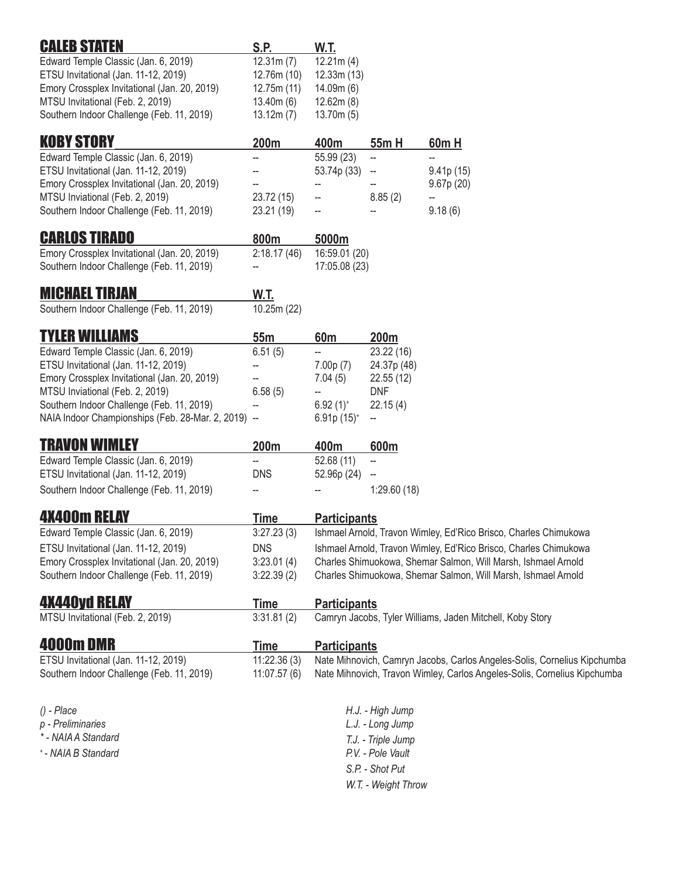## CALEB STATEN

| | S.P. | W.T. |
|---|---|---|
| Edward Temple Classic (Jan. 6, 2019) | 12.31m (7) | 12.21m (4) |
| ETSU Invitational (Jan. 11-12, 2019) | 12.76m (10) | 12.33m (13) |
| Emory Crossplex Invitational (Jan. 20, 2019) | 12.75m (11) | 14.09m (6) |
| MTSU Invitational (Feb. 2, 2019) | 13.40m (6) | 12.62m (8) |
| Southern Indoor Challenge (Feb. 11, 2019) | 13.12m (7) | 13.70m (5) |

## KOBY STORY

| | 200m | 400m | 55m H | 60m H |
|---|---|---|---|---|
| Edward Temple Classic (Jan. 6, 2019) | -- | 55.99 (23) | -- | -- |
| ETSU Invitational (Jan. 11-12, 2019) | -- | 53.74p (33) | -- | 9.41p (15) |
| Emory Crossplex Invitational (Jan. 20, 2019) | -- | -- | -- | 9.67p (20) |
| MTSU Inviational (Feb. 2, 2019) | 23.72 (15) | -- | 8.85 (2) | -- |
| Southern Indoor Challenge (Feb. 11, 2019) | 23.21 (19) | -- | -- | 9.18 (6) |

## CARLOS TIRADO

| | 800m | 5000m |
|---|---|---|
| Emory Crossplex Invitational (Jan. 20, 2019) | 2:18.17 (46) | 16:59.01 (20) |
| Southern Indoor Challenge (Feb. 11, 2019) | -- | 17:05.08 (23) |

## MICHAEL TIRJAN

| | W.T. |
|---|---|
| Southern Indoor Challenge (Feb. 11, 2019) | 10.25m (22) |

## TYLER WILLIAMS

| | 55m | 60m | 200m |
|---|---|---|---|
| Edward Temple Classic (Jan. 6, 2019) | 6.51 (5) | -- | 23.22 (16) |
| ETSU Invitational (Jan. 11-12, 2019) | -- | 7.00p (7) | 24.37p (48) |
| Emory Crossplex Invitational (Jan. 20, 2019) | -- | 7.04 (5) | 22.55 (12) |
| MTSU Inviational (Feb. 2, 2019) | 6.58 (5) | -- | DNF |
| Southern Indoor Challenge (Feb. 11, 2019) | -- | 6.92 (1)+ | 22.15 (4) |
| NAIA Indoor Championships (Feb. 28-Mar. 2, 2019) | -- | 6.91p (15)+ | -- |

## TRAVON WIMLEY

| | 200m | 400m | 600m |
|---|---|---|---|
| Edward Temple Classic (Jan. 6, 2019) | -- | 52.68 (11) | -- |
| ETSU Invitational (Jan. 11-12, 2019) | DNS | 52.96p (24) | -- |
| Southern Indoor Challenge (Feb. 11, 2019) | -- | -- | 1:29.60 (18) |

## 4X400m RELAY

| | Time | Participants |
|---|---|---|
| Edward Temple Classic (Jan. 6, 2019) | 3:27.23 (3) | Ishmael Arnold, Travon Wimley, Ed'Rico Brisco, Charles Chimukowa |
| ETSU Invitational (Jan. 11-12, 2019) | DNS | Ishmael Arnold, Travon Wimley, Ed'Rico Brisco, Charles Chimukowa |
| Emory Crossplex Invitational (Jan. 20, 2019) | 3:23.01 (4) | Charles Shimuokowa, Shemar Salmon, Will Marsh, Ishmael Arnold |
| Southern Indoor Challenge (Feb. 11, 2019) | 3:22.39 (2) | Charles Shimuokowa, Shemar Salmon, Will Marsh, Ishmael Arnold |

## 4X440yd RELAY

| | Time | Participants |
|---|---|---|
| MTSU Invitational (Feb. 2, 2019) | 3:31.81 (2) | Camryn Jacobs, Tyler Williams, Jaden Mitchell, Koby Story |

## 4000m DMR

| | Time | Participants |
|---|---|---|
| ETSU Invitational (Jan. 11-12, 2019) | 11:22.36 (3) | Nate Mihnovich, Camryn Jacobs, Carlos Angeles-Solis, Cornelius Kipchumba |
| Southern Indoor Challenge (Feb. 11, 2019) | 11:07.57 (6) | Nate Mihnovich, Travon Wimley, Carlos Angeles-Solis, Cornelius Kipchumba |

*() - Place*
*p - Preliminaries*
*\* - NAIA A Standard*
*+ - NAIA B Standard*

*H.J. - High Jump*
*L.J. - Long Jump*
*T.J. - Triple Jump*
*P.V. - Pole Vault*
*S.P. - Shot Put*
*W.T. - Weight Throw*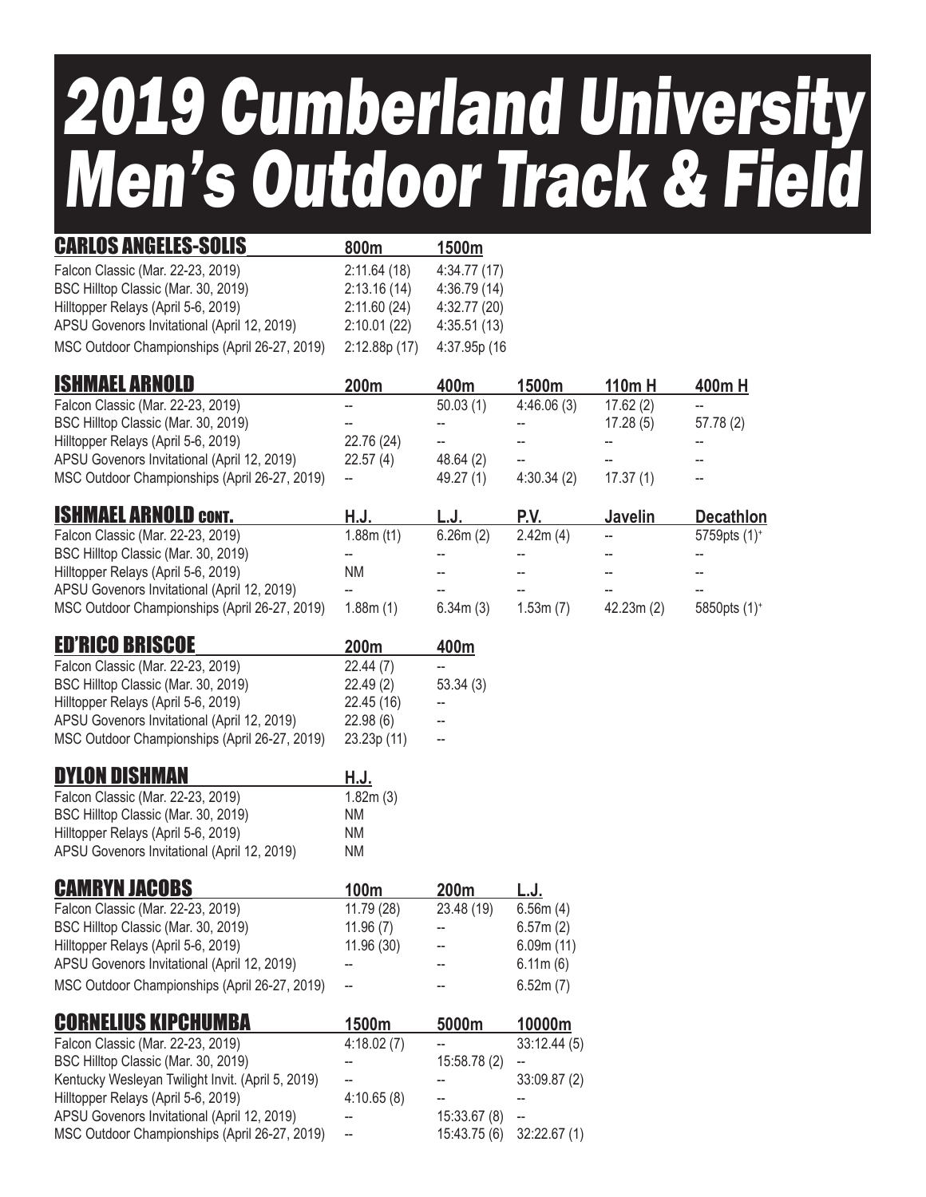# 2019 Cumberland University Men's Outdoor Track & Field

## CARLOS ANGELES-SOLIS

| CARLOS ANGELES-SOLIS | 800m | 1500m |
|---|---|---|
| Falcon Classic (Mar. 22-23, 2019) | 2:11.64 (18) | 4:34.77 (17) |
| BSC Hilltop Classic (Mar. 30, 2019) | 2:13.16 (14) | 4:36.79 (14) |
| Hilltopper Relays (April 5-6, 2019) | 2:11.60 (24) | 4:32.77 (20) |
| APSU Govenors Invitational (April 12, 2019) | 2:10.01 (22) | 4:35.51 (13) |
| MSC Outdoor Championships (April 26-27, 2019) | 2:12.88p (17) | 4:37.95p (16 |

## ISHMAEL ARNOLD

| ISHMAEL ARNOLD | 200m | 400m | 1500m | 110m H | 400m H |
|---|---|---|---|---|---|
| Falcon Classic (Mar. 22-23, 2019) | -- | 50.03 (1) | 4:46.06 (3) | 17.62 (2) | -- |
| BSC Hilltop Classic (Mar. 30, 2019) | -- | -- | -- | 17.28 (5) | 57.78 (2) |
| Hilltopper Relays (April 5-6, 2019) | 22.76 (24) | -- | -- | -- | -- |
| APSU Govenors Invitational (April 12, 2019) | 22.57 (4) | 48.64 (2) | -- | -- | -- |
| MSC Outdoor Championships (April 26-27, 2019) | -- | 49.27 (1) | 4:30.34 (2) | 17.37 (1) | -- |

## ISHMAEL ARNOLD CONT.

| ISHMAEL ARNOLD CONT. | H.J. | L.J. | P.V. | Javelin | Decathlon |
|---|---|---|---|---|---|
| Falcon Classic (Mar. 22-23, 2019) | 1.88m (t1) | 6.26m (2) | 2.42m (4) | -- | 5759pts (1)+ |
| BSC Hilltop Classic (Mar. 30, 2019) | -- | -- | -- | -- | -- |
| Hilltopper Relays (April 5-6, 2019) | NM | -- | -- | -- | -- |
| APSU Govenors Invitational (April 12, 2019) | -- | -- | -- | -- | -- |
| MSC Outdoor Championships (April 26-27, 2019) | 1.88m (1) | 6.34m (3) | 1.53m (7) | 42.23m (2) | 5850pts (1)+ |

## ED'RICO BRISCOE

| ED'RICO BRISCOE | 200m | 400m |
|---|---|---|
| Falcon Classic (Mar. 22-23, 2019) | 22.44 (7) | -- |
| BSC Hilltop Classic (Mar. 30, 2019) | 22.49 (2) | 53.34 (3) |
| Hilltopper Relays (April 5-6, 2019) | 22.45 (16) | -- |
| APSU Govenors Invitational (April 12, 2019) | 22.98 (6) | -- |
| MSC Outdoor Championships (April 26-27, 2019) | 23.23p (11) | -- |

## DYLON DISHMAN

| DYLON DISHMAN | H.J. |
|---|---|
| Falcon Classic (Mar. 22-23, 2019) | 1.82m (3) |
| BSC Hilltop Classic (Mar. 30, 2019) | NM |
| Hilltopper Relays (April 5-6, 2019) | NM |
| APSU Govenors Invitational (April 12, 2019) | NM |

## CAMRYN JACOBS

| CAMRYN JACOBS | 100m | 200m | L.J. |
|---|---|---|---|
| Falcon Classic (Mar. 22-23, 2019) | 11.79 (28) | 23.48 (19) | 6.56m (4) |
| BSC Hilltop Classic (Mar. 30, 2019) | 11.96 (7) | -- | 6.57m (2) |
| Hilltopper Relays (April 5-6, 2019) | 11.96 (30) | -- | 6.09m (11) |
| APSU Govenors Invitational (April 12, 2019) | -- | -- | 6.11m (6) |
| MSC Outdoor Championships (April 26-27, 2019) | -- | -- | 6.52m (7) |

## CORNELIUS KIPCHUMBA

| CORNELIUS KIPCHUMBA | 1500m | 5000m | 10000m |
|---|---|---|---|
| Falcon Classic (Mar. 22-23, 2019) | 4:18.02 (7) | -- | 33:12.44 (5) |
| BSC Hilltop Classic (Mar. 30, 2019) | -- | 15:58.78 (2) | -- |
| Kentucky Wesleyan Twilight Invit. (April 5, 2019) | -- | -- | 33:09.87 (2) |
| Hilltopper Relays (April 5-6, 2019) | 4:10.65 (8) | -- | -- |
| APSU Govenors Invitational (April 12, 2019) | -- | 15:33.67 (8) | -- |
| MSC Outdoor Championships (April 26-27, 2019) | -- | 15:43.75 (6) | 32:22.67 (1) |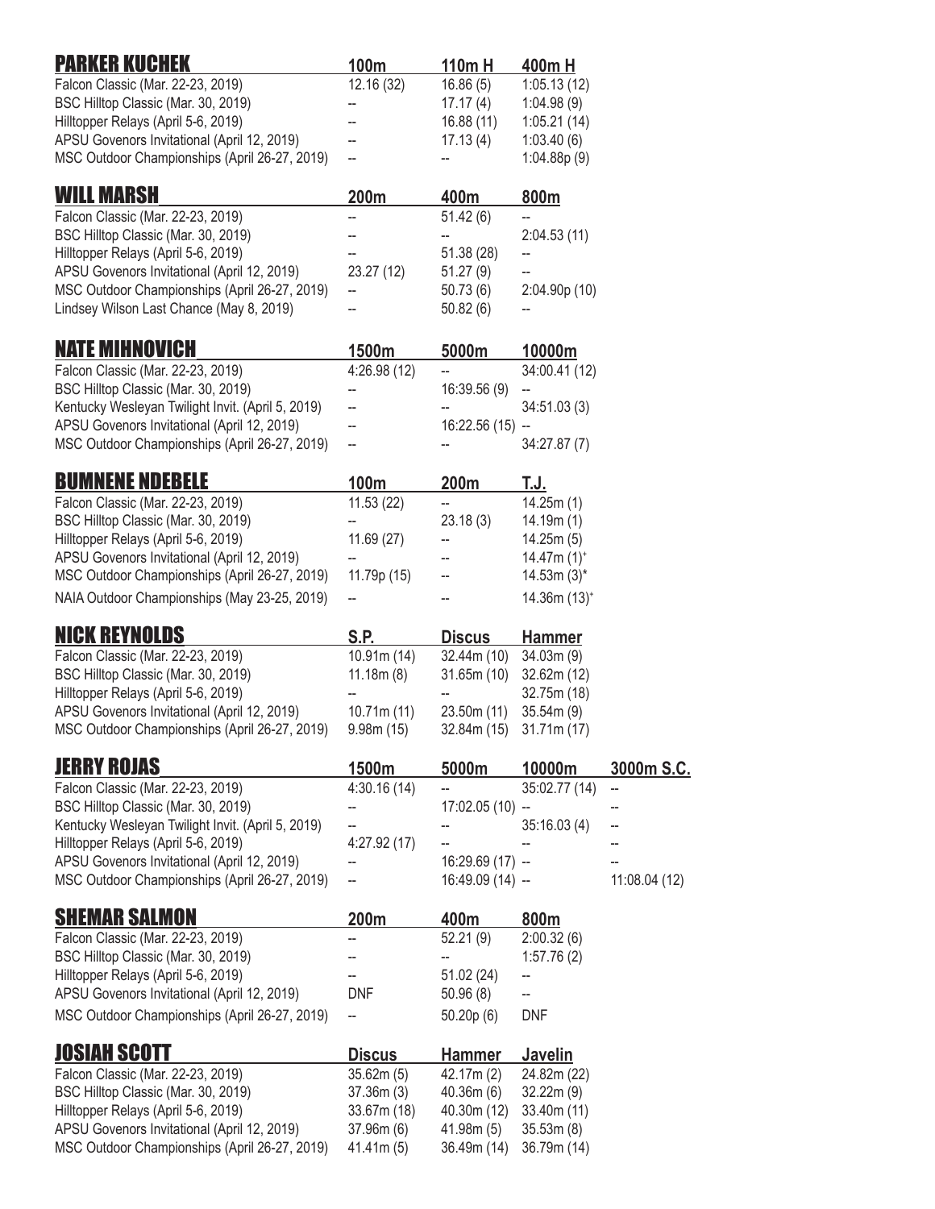## PARKER KUCHEK

| | 100m | 110m H | 400m H |
|---|---|---|---|
| Falcon Classic (Mar. 22-23, 2019) | 12.16 (32) | 16.86 (5) | 1:05.13 (12) |
| BSC Hilltop Classic (Mar. 30, 2019) | -- | 17.17 (4) | 1:04.98 (9) |
| Hilltopper Relays (April 5-6, 2019) | -- | 16.88 (11) | 1:05.21 (14) |
| APSU Govenors Invitational (April 12, 2019) | -- | 17.13 (4) | 1:03.40 (6) |
| MSC Outdoor Championships (April 26-27, 2019) | -- | -- | 1:04.88p (9) |

## WILL MARSH

| | 200m | 400m | 800m |
|---|---|---|---|
| Falcon Classic (Mar. 22-23, 2019) | -- | 51.42 (6) | -- |
| BSC Hilltop Classic (Mar. 30, 2019) | -- | -- | 2:04.53 (11) |
| Hilltopper Relays (April 5-6, 2019) | -- | 51.38 (28) | -- |
| APSU Govenors Invitational (April 12, 2019) | 23.27 (12) | 51.27 (9) | -- |
| MSC Outdoor Championships (April 26-27, 2019) | -- | 50.73 (6) | 2:04.90p (10) |
| Lindsey Wilson Last Chance (May 8, 2019) | -- | 50.82 (6) | -- |

## NATE MIHNOVICH

| | 1500m | 5000m | 10000m |
|---|---|---|---|
| Falcon Classic (Mar. 22-23, 2019) | 4:26.98 (12) | -- | 34:00.41 (12) |
| BSC Hilltop Classic (Mar. 30, 2019) | -- | 16:39.56 (9) | -- |
| Kentucky Wesleyan Twilight Invit. (April 5, 2019) | -- | -- | 34:51.03 (3) |
| APSU Govenors Invitational (April 12, 2019) | -- | 16:22.56 (15) | -- |
| MSC Outdoor Championships (April 26-27, 2019) | -- | -- | 34:27.87 (7) |

## BUMNENE NDEBELE

| | 100m | 200m | T.J. |
|---|---|---|---|
| Falcon Classic (Mar. 22-23, 2019) | 11.53 (22) | -- | 14.25m (1) |
| BSC Hilltop Classic (Mar. 30, 2019) | -- | 23.18 (3) | 14.19m (1) |
| Hilltopper Relays (April 5-6, 2019) | 11.69 (27) | -- | 14.25m (5) |
| APSU Govenors Invitational (April 12, 2019) | -- | -- | 14.47m (1)+ |
| MSC Outdoor Championships (April 26-27, 2019) | 11.79p (15) | -- | 14.53m (3)* |
| NAIA Outdoor Championships (May 23-25, 2019) | -- | -- | 14.36m (13)+ |

## NICK REYNOLDS

| | S.P. | Discus | Hammer |
|---|---|---|---|
| Falcon Classic (Mar. 22-23, 2019) | 10.91m (14) | 32.44m (10) | 34.03m (9) |
| BSC Hilltop Classic (Mar. 30, 2019) | 11.18m (8) | 31.65m (10) | 32.62m (12) |
| Hilltopper Relays (April 5-6, 2019) | -- | -- | 32.75m (18) |
| APSU Govenors Invitational (April 12, 2019) | 10.71m (11) | 23.50m (11) | 35.54m (9) |
| MSC Outdoor Championships (April 26-27, 2019) | 9.98m (15) | 32.84m (15) | 31.71m (17) |

## JERRY ROJAS

| | 1500m | 5000m | 10000m | 3000m S.C. |
|---|---|---|---|---|
| Falcon Classic (Mar. 22-23, 2019) | 4:30.16 (14) | -- | 35:02.77 (14) | -- |
| BSC Hilltop Classic (Mar. 30, 2019) | -- | 17:02.05 (10) | -- | -- |
| Kentucky Wesleyan Twilight Invit. (April 5, 2019) | -- | -- | 35:16.03 (4) | -- |
| Hilltopper Relays (April 5-6, 2019) | 4:27.92 (17) | -- | -- | -- |
| APSU Govenors Invitational (April 12, 2019) | -- | 16:29.69 (17) | -- | -- |
| MSC Outdoor Championships (April 26-27, 2019) | -- | 16:49.09 (14) | -- | 11:08.04 (12) |

## SHEMAR SALMON

| | 200m | 400m | 800m |
|---|---|---|---|
| Falcon Classic (Mar. 22-23, 2019) | -- | 52.21 (9) | 2:00.32 (6) |
| BSC Hilltop Classic (Mar. 30, 2019) | -- | -- | 1:57.76 (2) |
| Hilltopper Relays (April 5-6, 2019) | -- | 51.02 (24) | -- |
| APSU Govenors Invitational (April 12, 2019) | DNF | 50.96 (8) | -- |
| MSC Outdoor Championships (April 26-27, 2019) | -- | 50.20p (6) | DNF |

## JOSIAH SCOTT

| | Discus | Hammer | Javelin |
|---|---|---|---|
| Falcon Classic (Mar. 22-23, 2019) | 35.62m (5) | 42.17m (2) | 24.82m (22) |
| BSC Hilltop Classic (Mar. 30, 2019) | 37.36m (3) | 40.36m (6) | 32.22m (9) |
| Hilltopper Relays (April 5-6, 2019) | 33.67m (18) | 40.30m (12) | 33.40m (11) |
| APSU Govenors Invitational (April 12, 2019) | 37.96m (6) | 41.98m (5) | 35.53m (8) |
| MSC Outdoor Championships (April 26-27, 2019) | 41.41m (5) | 36.49m (14) | 36.79m (14) |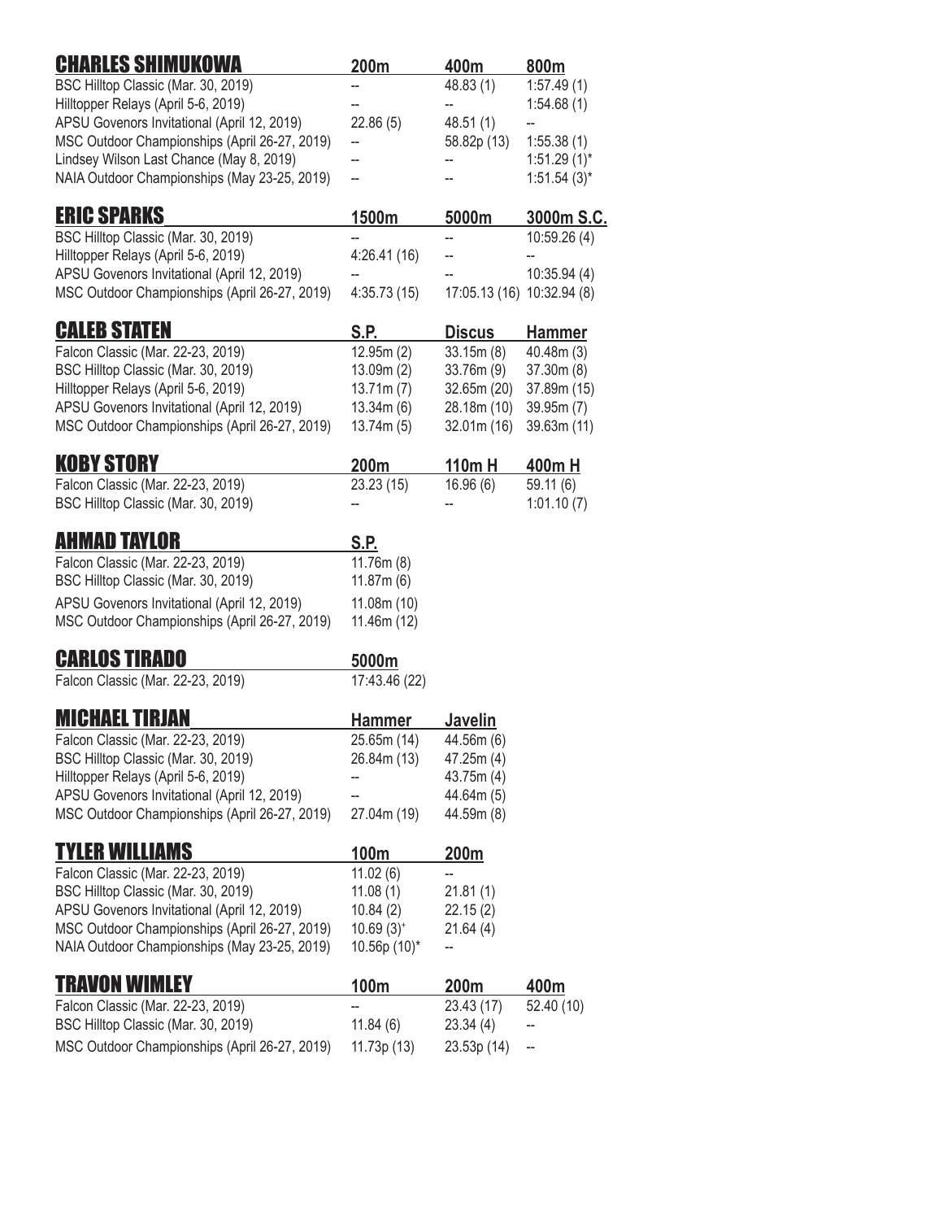## CHARLES SHIMUKOWA

| | 200m | 400m | 800m |
|---|---|---|---|
| BSC Hilltop Classic (Mar. 30, 2019) | -- | 48.83 (1) | 1:57.49 (1) |
| Hilltopper Relays (April 5-6, 2019) | -- | -- | 1:54.68 (1) |
| APSU Govenors Invitational (April 12, 2019) | 22.86 (5) | 48.51 (1) | -- |
| MSC Outdoor Championships (April 26-27, 2019) | -- | 58.82p (13) | 1:55.38 (1) |
| Lindsey Wilson Last Chance (May 8, 2019) | -- | -- | 1:51.29 (1)* |
| NAIA Outdoor Championships (May 23-25, 2019) | -- | -- | 1:51.54 (3)* |

## ERIC SPARKS

| | 1500m | 5000m | 3000m S.C. |
|---|---|---|---|
| BSC Hilltop Classic (Mar. 30, 2019) | -- | -- | 10:59.26 (4) |
| Hilltopper Relays (April 5-6, 2019) | 4:26.41 (16) | -- | -- |
| APSU Govenors Invitational (April 12, 2019) | -- | -- | 10:35.94 (4) |
| MSC Outdoor Championships (April 26-27, 2019) | 4:35.73 (15) | 17:05.13 (16) | 10:32.94 (8) |

## CALEB STATEN

| | S.P. | Discus | Hammer |
|---|---|---|---|
| Falcon Classic (Mar. 22-23, 2019) | 12.95m (2) | 33.15m (8) | 40.48m (3) |
| BSC Hilltop Classic (Mar. 30, 2019) | 13.09m (2) | 33.76m (9) | 37.30m (8) |
| Hilltopper Relays (April 5-6, 2019) | 13.71m (7) | 32.65m (20) | 37.89m (15) |
| APSU Govenors Invitational (April 12, 2019) | 13.34m (6) | 28.18m (10) | 39.95m (7) |
| MSC Outdoor Championships (April 26-27, 2019) | 13.74m (5) | 32.01m (16) | 39.63m (11) |

## KOBY STORY

| | 200m | 110m H | 400m H |
|---|---|---|---|
| Falcon Classic (Mar. 22-23, 2019) | 23.23 (15) | 16.96 (6) | 59.11 (6) |
| BSC Hilltop Classic (Mar. 30, 2019) | -- | -- | 1:01.10 (7) |

## AHMAD TAYLOR

| | S.P. |
|---|---|
| Falcon Classic (Mar. 22-23, 2019) | 11.76m (8) |
| BSC Hilltop Classic (Mar. 30, 2019) | 11.87m (6) |
| APSU Govenors Invitational (April 12, 2019) | 11.08m (10) |
| MSC Outdoor Championships (April 26-27, 2019) | 11.46m (12) |

## CARLOS TIRADO

| | 5000m |
|---|---|
| Falcon Classic (Mar. 22-23, 2019) | 17:43.46 (22) |

## MICHAEL TIRJAN

| | Hammer | Javelin |
|---|---|---|
| Falcon Classic (Mar. 22-23, 2019) | 25.65m (14) | 44.56m (6) |
| BSC Hilltop Classic (Mar. 30, 2019) | 26.84m (13) | 47.25m (4) |
| Hilltopper Relays (April 5-6, 2019) | -- | 43.75m (4) |
| APSU Govenors Invitational (April 12, 2019) | -- | 44.64m (5) |
| MSC Outdoor Championships (April 26-27, 2019) | 27.04m (19) | 44.59m (8) |

## TYLER WILLIAMS

| | 100m | 200m |
|---|---|---|
| Falcon Classic (Mar. 22-23, 2019) | 11.02 (6) | -- |
| BSC Hilltop Classic (Mar. 30, 2019) | 11.08 (1) | 21.81 (1) |
| APSU Govenors Invitational (April 12, 2019) | 10.84 (2) | 22.15 (2) |
| MSC Outdoor Championships (April 26-27, 2019) | 10.69 (3)+ | 21.64 (4) |
| NAIA Outdoor Championships (May 23-25, 2019) | 10.56p (10)* | -- |

## TRAVON WIMLEY

| | 100m | 200m | 400m |
|---|---|---|---|
| Falcon Classic (Mar. 22-23, 2019) | -- | 23.43 (17) | 52.40 (10) |
| BSC Hilltop Classic (Mar. 30, 2019) | 11.84 (6) | 23.34 (4) | -- |
| MSC Outdoor Championships (April 26-27, 2019) | 11.73p (13) | 23.53p (14) | -- |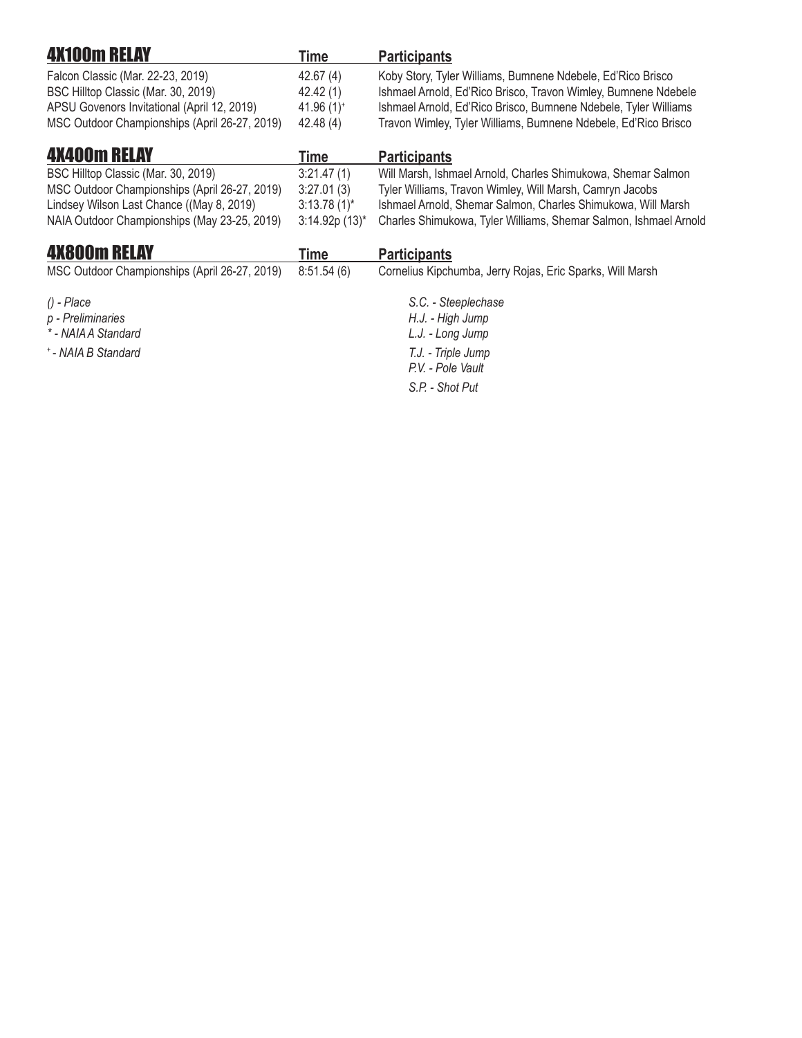| 4X100m RELAY | Time | Participants |
| --- | --- | --- |
| Falcon Classic (Mar. 22-23, 2019) | 42.67 (4) | Koby Story, Tyler Williams, Bumnene Ndebele, Ed'Rico Brisco |
| BSC Hilltop Classic (Mar. 30, 2019) | 42.42 (1) | Ishmael Arnold, Ed'Rico Brisco, Travon Wimley, Bumnene Ndebele |
| APSU Govenors Invitational (April 12, 2019) | 41.96 (1)+ | Ishmael Arnold, Ed'Rico Brisco, Bumnene Ndebele, Tyler Williams |
| MSC Outdoor Championships (April 26-27, 2019) | 42.48 (4) | Travon Wimley, Tyler Williams, Bumnene Ndebele, Ed'Rico Brisco |

| 4X400m RELAY | Time | Participants |
| --- | --- | --- |
| BSC Hilltop Classic (Mar. 30, 2019) | 3:21.47 (1) | Will Marsh, Ishmael Arnold, Charles Shimukowa, Shemar Salmon |
| MSC Outdoor Championships (April 26-27, 2019) | 3:27.01 (3) | Tyler Williams, Travon Wimley, Will Marsh, Camryn Jacobs |
| Lindsey Wilson Last Chance ((May 8, 2019) | 3:13.78 (1)* | Ishmael Arnold, Shemar Salmon, Charles Shimukowa, Will Marsh |
| NAIA Outdoor Championships (May 23-25, 2019) | 3:14.92p (13)* | Charles Shimukowa, Tyler Williams, Shemar Salmon, Ishmael Arnold |

| 4X800m RELAY | Time | Participants |
| --- | --- | --- |
| MSC Outdoor Championships (April 26-27, 2019) | 8:51.54 (6) | Cornelius Kipchumba, Jerry Rojas, Eric Sparks, Will Marsh |

*() - Place*
*p - Preliminaries*
** - NAIA A Standard*
*+ - NAIA B Standard*

*S.C. - Steeplechase*
*H.J. - High Jump*
*L.J. - Long Jump*
*T.J. - Triple Jump*
*P.V. - Pole Vault*
*S.P. - Shot Put*